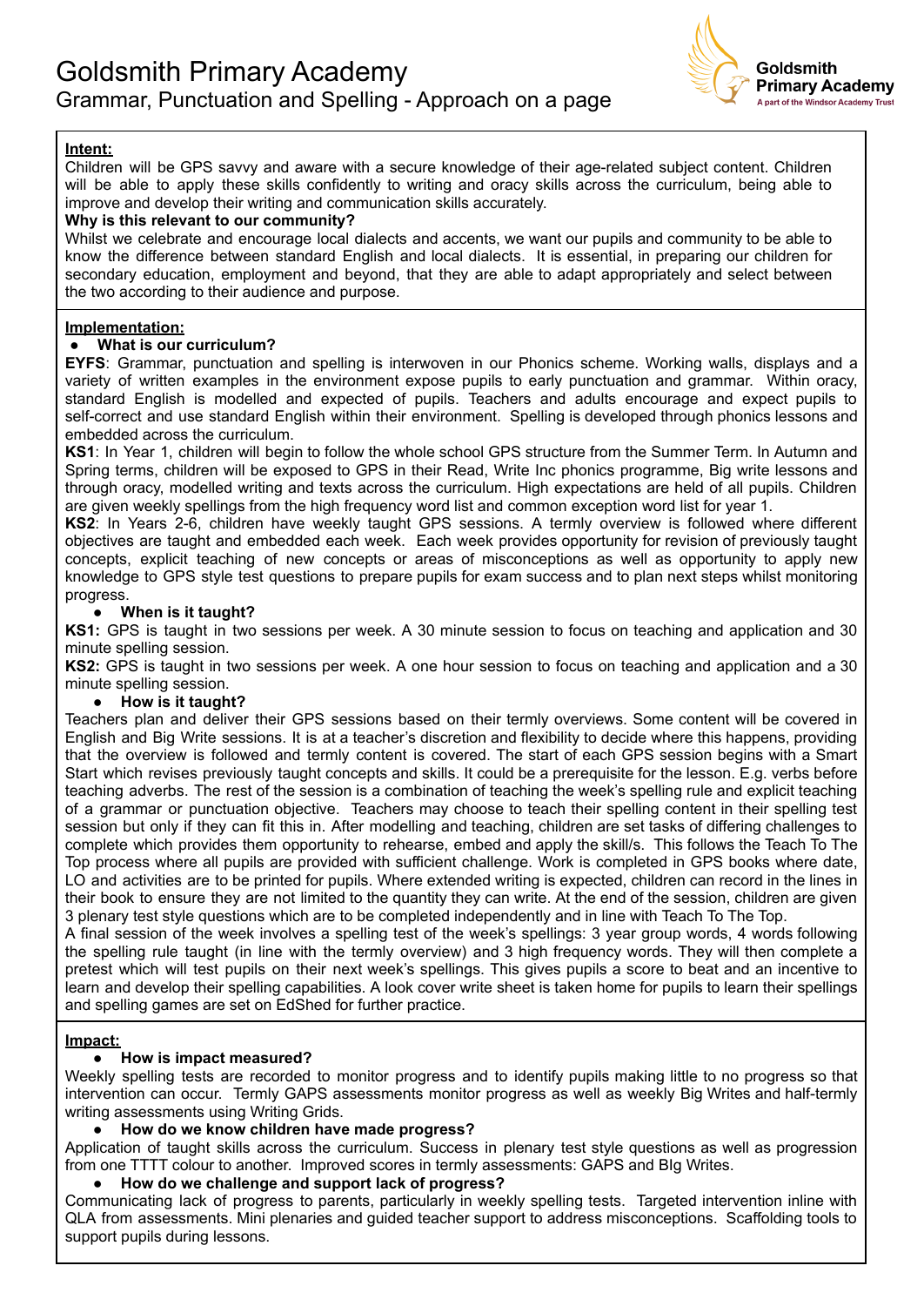# Goldsmith Primary Academy

## Grammar, Punctuation and Spelling - Approach on a page

Goldsmith Primary Academy
A part of the Windsor Academy Trust

**Intent:**

Children will be GPS savvy and aware with a secure knowledge of their age-related subject content. Children will be able to apply these skills confidently to writing and oracy skills across the curriculum, being able to improve and develop their writing and communication skills accurately.

**Why is this relevant to our community?**

Whilst we celebrate and encourage local dialects and accents, we want our pupils and community to be able to know the difference between standard English and local dialects. It is essential, in preparing our children for secondary education, employment and beyond, that they are able to adapt appropriately and select between the two according to their audience and purpose.

**Implementation:**

- **What is our curriculum?**

**EYFS**: Grammar, punctuation and spelling is interwoven in our Phonics scheme. Working walls, displays and a variety of written examples in the environment expose pupils to early punctuation and grammar. Within oracy, standard English is modelled and expected of pupils. Teachers and adults encourage and expect pupils to self-correct and use standard English within their environment. Spelling is developed through phonics lessons and embedded across the curriculum.

**KS1**: In Year 1, children will begin to follow the whole school GPS structure from the Summer Term. In Autumn and Spring terms, children will be exposed to GPS in their Read, Write Inc phonics programme, Big write lessons and through oracy, modelled writing and texts across the curriculum. High expectations are held of all pupils. Children are given weekly spellings from the high frequency word list and common exception word list for year 1.

**KS2**: In Years 2-6, children have weekly taught GPS sessions. A termly overview is followed where different objectives are taught and embedded each week. Each week provides opportunity for revision of previously taught concepts, explicit teaching of new concepts or areas of misconceptions as well as opportunity to apply new knowledge to GPS style test questions to prepare pupils for exam success and to plan next steps whilst monitoring progress.

- **When is it taught?**

**KS1:** GPS is taught in two sessions per week. A 30 minute session to focus on teaching and application and 30 minute spelling session.

**KS2:** GPS is taught in two sessions per week. A one hour session to focus on teaching and application and a 30 minute spelling session.

- **How is it taught?**

Teachers plan and deliver their GPS sessions based on their termly overviews. Some content will be covered in English and Big Write sessions. It is at a teacher's discretion and flexibility to decide where this happens, providing that the overview is followed and termly content is covered. The start of each GPS session begins with a Smart Start which revises previously taught concepts and skills. It could be a prerequisite for the lesson. E.g. verbs before teaching adverbs. The rest of the session is a combination of teaching the week's spelling rule and explicit teaching of a grammar or punctuation objective. Teachers may choose to teach their spelling content in their spelling test session but only if they can fit this in. After modelling and teaching, children are set tasks of differing challenges to complete which provides them opportunity to rehearse, embed and apply the skill/s. This follows the Teach To The Top process where all pupils are provided with sufficient challenge. Work is completed in GPS books where date, LO and activities are to be printed for pupils. Where extended writing is expected, children can record in the lines in their book to ensure they are not limited to the quantity they can write. At the end of the session, children are given 3 plenary test style questions which are to be completed independently and in line with Teach To The Top.

A final session of the week involves a spelling test of the week's spellings: 3 year group words, 4 words following the spelling rule taught (in line with the termly overview) and 3 high frequency words. They will then complete a pretest which will test pupils on their next week's spellings. This gives pupils a score to beat and an incentive to learn and develop their spelling capabilities. A look cover write sheet is taken home for pupils to learn their spellings and spelling games are set on EdShed for further practice.

**Impact:**

- **How is impact measured?**

Weekly spelling tests are recorded to monitor progress and to identify pupils making little to no progress so that intervention can occur. Termly GAPS assessments monitor progress as well as weekly Big Writes and half-termly writing assessments using Writing Grids.

- **How do we know children have made progress?**

Application of taught skills across the curriculum. Success in plenary test style questions as well as progression from one TTTT colour to another. Improved scores in termly assessments: GAPS and BIg Writes.

- **How do we challenge and support lack of progress?**

Communicating lack of progress to parents, particularly in weekly spelling tests. Targeted intervention inline with QLA from assessments. Mini plenaries and guided teacher support to address misconceptions. Scaffolding tools to support pupils during lessons.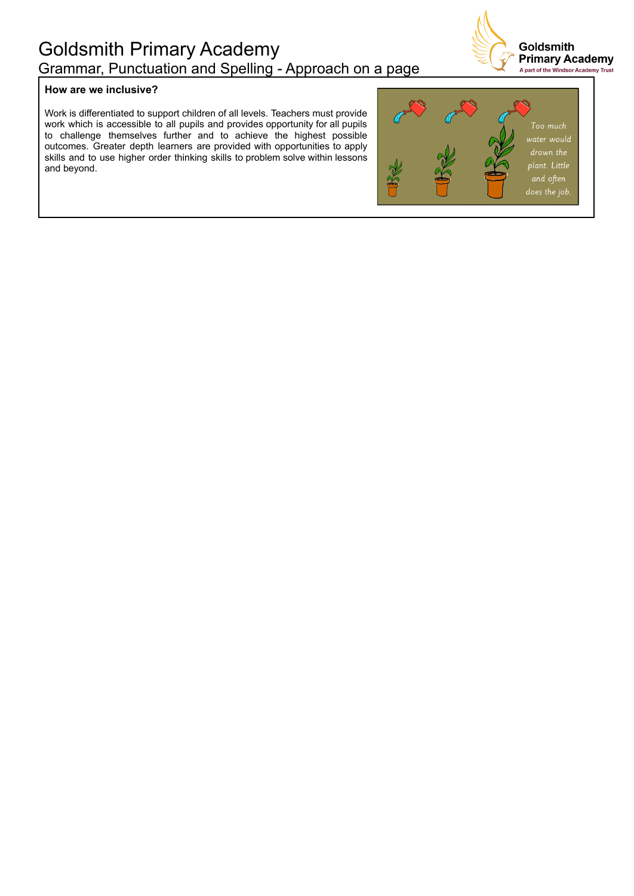# Goldsmith Primary Academy

## Grammar, Punctuation and Spelling - Approach on a page

### How are we inclusive?

Work is differentiated to support children of all levels. Teachers must provide work which is accessible to all pupils and provides opportunity for all pupils to challenge themselves further and to achieve the highest possible outcomes. Greater depth learners are provided with opportunities to apply skills and to use higher order thinking skills to problem solve within lessons and beyond.

Too much water would drown the plant. Little and often does the job.